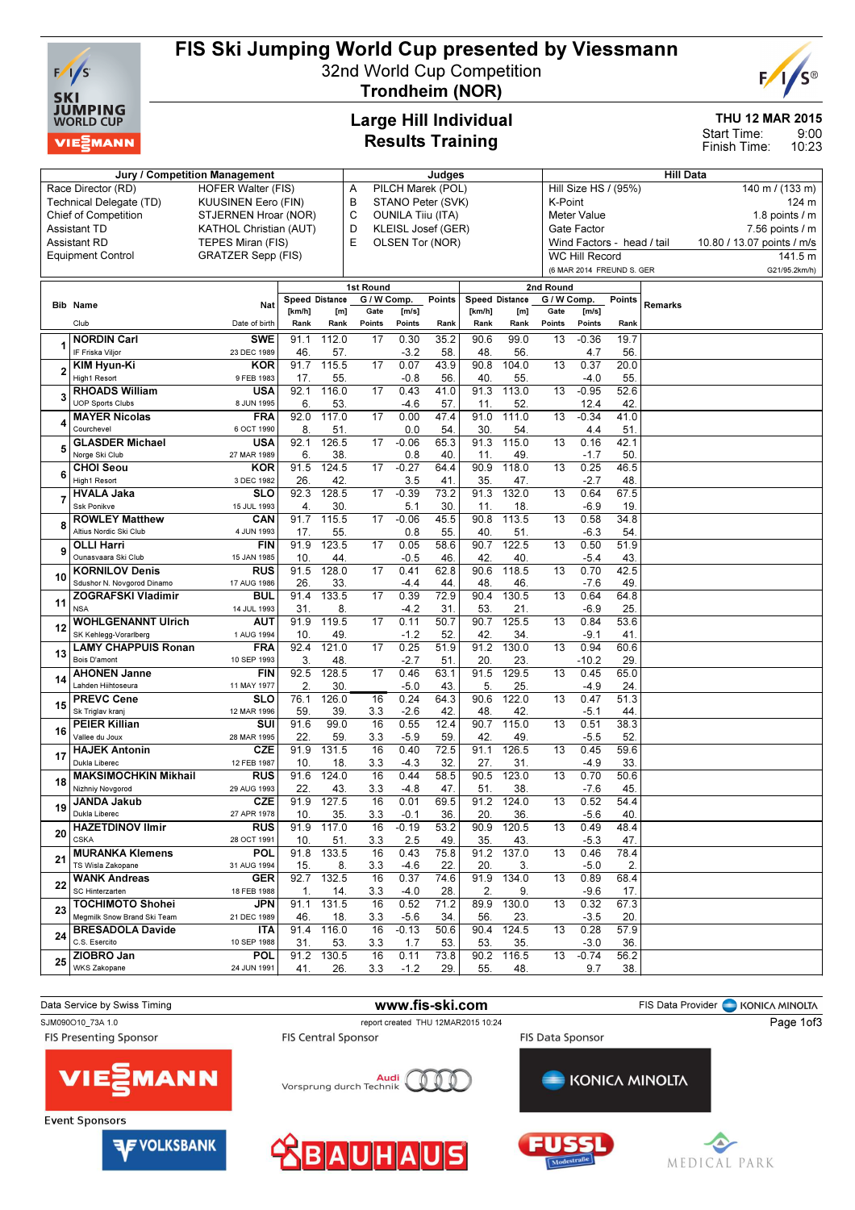# FIS Ski Jumping World Cup presented by Viessmann

32nd World Cup Competition

**Trondheim (NOR)**

## Large Hill Individual
## Results Training

**THU 12 MAR 2015**

Start Time: 9:00
Finish Time: 10:23

| Jury / Competition Management | | Judges | | Hill Data | |
|---|---|---|---|---|---|
| Race Director (RD) | HOFER Walter (FIS) | A | PILCH Marek (POL) | Hill Size HS / (95%) | 140 m / (133 m) |
| Technical Delegate (TD) | KUUSINEN Eero (FIN) | B | STANO Peter (SVK) | K-Point | 124 m |
| Chief of Competition | STJERNEN Hroar (NOR) | C | OUNILA Tiiu (ITA) | Meter Value | 1.8 points / m |
| Assistant TD | KATHOL Christian (AUT) | D | KLEISL Josef (GER) | Gate Factor | 7.56 points / m |
| Assistant RD | TEPES Miran (FIS) | E | OLSEN Tor (NOR) | Wind Factors - head / tail | 10.80 / 13.07 points / m/s |
| Equipment Control | GRATZER Sepp (FIS) | | | WC Hill Record | 141.5 m |
| | | | | (6 MAR 2014 FREUND S. GER | G21/95.2km/h) |

| Bib | Name / Club | Nat / Date of birth | 1st Round Speed [km/h] / Rank | Distance [m] / Rank | Gate / Gate Points | W Comp. [m/s] / Points | Points / Rank | 2nd Round Speed [km/h] / Rank | Distance [m] / Rank | Gate / Gate Points | W Comp. [m/s] / Points | Points / Rank | Remarks |
|---|---|---|---|---|---|---|---|---|---|---|---|---|---|
| 1 | NORDIN Carl / IF Friska Viljor | SWE / 23 DEC 1989 | 91.1 / 46. | 112.0 / 57. | 17 | 0.30 / -3.2 | 35.2 / 58. | 90.6 / 48. | 99.0 / 56. | 13 | -0.36 / 4.7 | 19.7 / 56. | |
| 2 | KIM Hyun-Ki / High1 Resort | KOR / 9 FEB 1983 | 91.7 / 17. | 115.5 / 55. | 17 | 0.07 / -0.8 | 43.9 / 56. | 90.8 / 40. | 104.0 / 55. | 13 | 0.37 / -4.0 | 20.0 / 55. | |
| 3 | RHOADS William / UOP Sports Clubs | USA / 8 JUN 1995 | 92.1 / 6. | 116.0 / 53. | 17 | 0.43 / -4.6 | 41.0 / 57. | 91.3 / 11. | 113.0 / 52. | 13 | -0.95 / 12.4 | 52.6 / 42. | |
| 4 | MAYER Nicolas / Courchevel | FRA / 6 OCT 1990 | 92.0 / 8. | 117.0 / 51. | 17 | 0.00 / 0.0 | 47.4 / 54. | 91.0 / 30. | 111.0 / 54. | 13 | -0.34 / 4.4 | 41.0 / 51. | |
| 5 | GLASDER Michael / Norge Ski Club | USA / 27 MAR 1989 | 92.1 / 6. | 126.5 / 38. | 17 | -0.06 / 0.8 | 65.3 / 40. | 91.3 / 11. | 115.0 / 49. | 13 | 0.16 / -1.7 | 42.1 / 50. | |
| 6 | CHOI Seou / High1 Resort | KOR / 3 DEC 1982 | 91.5 / 26. | 124.5 / 42. | 17 | -0.27 / 3.5 | 64.4 / 41. | 90.9 / 35. | 118.0 / 47. | 13 | 0.25 / -2.7 | 46.5 / 48. | |
| 7 | HVALA Jaka / Ssk Ponikve | SLO / 15 JUL 1993 | 92.3 / 4. | 128.5 / 30. | 17 | -0.39 / 5.1 | 73.2 / 30. | 91.3 / 11. | 132.0 / 18. | 13 | 0.64 / -6.9 | 67.5 / 19. | |
| 8 | ROWLEY Matthew / Altius Nordic Ski Club | CAN / 4 JUN 1993 | 91.7 / 17. | 115.5 / 55. | 17 | -0.06 / 0.8 | 45.5 / 55. | 90.8 / 40. | 113.5 / 51. | 13 | 0.58 / -6.3 | 34.8 / 54. | |
| 9 | OLLI Harri / Ounasvaara Ski Club | FIN / 15 JAN 1985 | 91.9 / 10. | 123.5 / 44. | 17 | 0.05 / -0.5 | 58.6 / 46. | 90.7 / 42. | 122.5 / 40. | 13 | 0.50 / -5.4 | 51.9 / 43. | |
| 10 | KORNILOV Denis / Sdushor N. Novgorod Dinamo | RUS / 17 AUG 1986 | 91.5 / 26. | 128.0 / 33. | 17 | 0.41 / -4.4 | 62.8 / 44. | 90.6 / 48. | 118.5 / 46. | 13 | 0.70 / -7.6 | 42.5 / 49. | |
| 11 | ZOGRAFSKI Vladimir / NSA | BUL / 14 JUL 1993 | 91.4 / 31. | 133.5 / 8. | 17 | 0.39 / -4.2 | 72.9 / 31. | 90.4 / 53. | 130.5 / 21. | 13 | 0.64 / -6.9 | 64.8 / 25. | |
| 12 | WOHLGENANNT Ulrich / SK Kehlegg-Vorarlberg | AUT / 1 AUG 1994 | 91.9 / 10. | 119.5 / 49. | 17 | 0.11 / -1.2 | 50.7 / 52. | 90.7 / 42. | 125.5 / 34. | 13 | 0.84 / -9.1 | 53.6 / 41. | |
| 13 | LAMY CHAPPUIS Ronan / Bois D'amont | FRA / 10 SEP 1993 | 92.4 / 3. | 121.0 / 48. | 17 | 0.25 / -2.7 | 51.9 / 51. | 91.2 / 20. | 130.0 / 23. | 13 | 0.94 / -10.2 | 60.6 / 29. | |
| 14 | AHONEN Janne / Lahden Hiihtoseura | FIN / 11 MAY 1977 | 92.5 / 2. | 128.5 / 30. | 17 | 0.46 / -5.0 | 63.1 / 43. | 91.5 / 5. | 129.5 / 25. | 13 | 0.45 / -4.9 | 65.0 / 24. | |
| 15 | PREVC Cene / Sk Triglav kranj | SLO / 12 MAR 1996 | 76.1 / 59. | 126.0 / 39. | 16 / 3.3 | 0.24 / -2.6 | 64.3 / 42. | 90.6 / 48. | 122.0 / 42. | 13 | 0.47 / -5.1 | 51.3 / 44. | |
| 16 | PEIER Killian / Vallee du Joux | SUI / 28 MAR 1995 | 91.6 / 22. | 99.0 / 59. | 16 / 3.3 | 0.55 / -5.9 | 12.4 / 59. | 90.7 / 42. | 115.0 / 49. | 13 | 0.51 / -5.5 | 38.3 / 52. | |
| 17 | HAJEK Antonin / Dukla Liberec | CZE / 12 FEB 1987 | 91.9 / 10. | 131.5 / 18. | 16 / 3.3 | 0.40 / -4.3 | 72.5 / 32. | 91.1 / 27. | 126.5 / 31. | 13 | 0.45 / -4.9 | 59.6 / 33. | |
| 18 | MAKSIMOCHKIN Mikhail / Nizhniy Novgorod | RUS / 29 AUG 1993 | 91.6 / 22. | 124.0 / 43. | 16 / 3.3 | 0.44 / -4.8 | 58.5 / 47. | 90.5 / 51. | 123.0 / 38. | 13 | 0.70 / -7.6 | 50.6 / 45. | |
| 19 | JANDA Jakub / Dukla Liberec | CZE / 27 APR 1978 | 91.9 / 10. | 127.5 / 35. | 16 / 3.3 | 0.01 / -0.1 | 69.5 / 36. | 91.2 / 20. | 124.0 / 36. | 13 | 0.52 / -5.6 | 54.4 / 40. | |
| 20 | HAZETDINOV Ilmir / CSKA | RUS / 28 OCT 1991 | 91.9 / 10. | 117.0 / 51. | 16 / 3.3 | -0.19 / 2.5 | 53.2 / 49. | 90.9 / 35. | 120.5 / 43. | 13 | 0.49 / -5.3 | 48.4 / 47. | |
| 21 | MURANKA Klemens / TS Wisla Zakopane | POL / 31 AUG 1994 | 91.8 / 15. | 133.5 / 8. | 16 / 3.3 | 0.43 / -4.6 | 75.8 / 22. | 91.2 / 20. | 137.0 / 3. | 13 | 0.46 / -5.0 | 78.4 / 2. | |
| 22 | WANK Andreas / SC Hinterzarten | GER / 18 FEB 1988 | 92.7 / 1. | 132.5 / 14. | 16 / 3.3 | 0.37 / -4.0 | 74.6 / 28. | 91.9 / 2. | 134.0 / 9. | 13 | 0.89 / -9.6 | 68.4 / 17. | |
| 23 | TOCHIMOTO Shohei / Megmilk Snow Brand Ski Team | JPN / 21 DEC 1989 | 91.1 / 46. | 131.5 / 18. | 16 / 3.3 | 0.52 / -5.6 | 71.2 / 34. | 89.9 / 56. | 130.0 / 23. | 13 | 0.32 / -3.5 | 67.3 / 20. | |
| 24 | BRESADOLA Davide / C.S. Esercito | ITA / 10 SEP 1988 | 91.4 / 31. | 116.0 / 53. | 16 / 3.3 | -0.13 / 1.7 | 50.6 / 53. | 90.4 / 53. | 124.5 / 35. | 13 | 0.28 / -3.0 | 57.9 / 36. | |
| 25 | ZIOBRO Jan / WKS Zakopane | POL / 24 JUN 1991 | 91.2 / 41. | 130.5 / 26. | 16 / 3.3 | 0.11 / -1.2 | 73.8 / 29. | 90.2 / 55. | 116.5 / 48. | 13 | -0.74 / 9.7 | 56.2 / 38. | |

Data Service by Swiss Timing — www.fis-ski.com — FIS Data Provider KONICA MINOLTA

SJM090O10_73A 1.0 — report created THU 12MAR2015 10:24

FIS Presenting Sponsor: VIESSMANN — FIS Central Sponsor: Audi Vorsprung durch Technik — FIS Data Sponsor: KONICA MINOLTA

Event Sponsors: VOLKSBANK, BAUHAUS, FUSSL Modestraße, MEDICAL PARK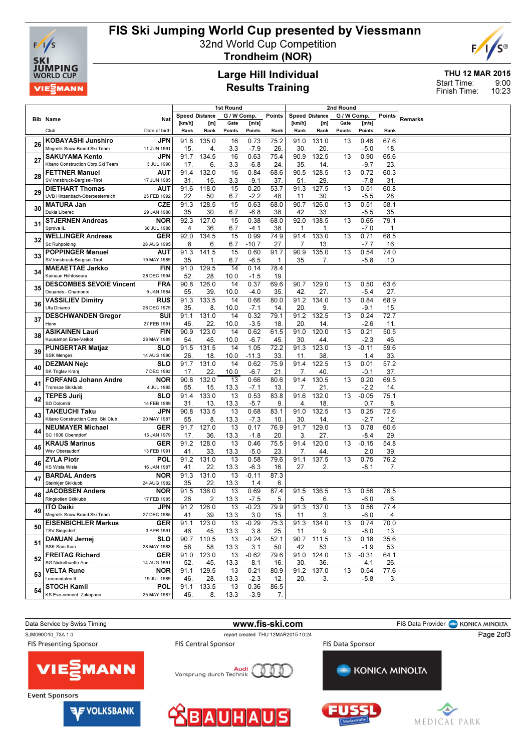# FIS Ski Jumping World Cup presented by Viessmann

32nd World Cup Competition

**Trondheim (NOR)**

## Large Hill Individual
## Results Training

THU 12 MAR 2015

Start Time: 9:00

Finish Time: 10:23

| Bib | Name / Club | Nat / Date of birth | 1st Round Speed [km/h] / Rank | Distance [m] / Rank | G/W Comp. Gate / Points | [m/s] / Points | Points / Rank | 2nd Round Speed [km/h] / Rank | Distance [m] / Rank | G/W Comp. Gate / Points | [m/s] / Points | Points / Rank | Remarks |
|---|---|---|---|---|---|---|---|---|---|---|---|---|---|
| 26 | KOBAYASHI Junshiro / Megmilk Snow Brand Ski Team | JPN / 11 JUN 1991 | 91.8 / 15. | 135.0 / 4. | 16 / 3.3 | 0.73 / -7.9 | 75.2 / 26. | 91.0 / 30. | 131.0 / 20. | 13 | 0.46 / -5.0 | 67.6 / 18. | |
| 27 | SAKUYAMA Kento / Kitano Construction Corp.Ski Team | JPN / 3 JUL 1990 | 91.7 / 17. | 134.5 / 6. | 16 / 3.3 | 0.63 / -6.8 | 75.4 / 24. | 90.9 / 35. | 132.5 / 14. | 13 | 0.90 / -9.7 | 65.6 / 23. | |
| 28 | FETTNER Manuel / SV Innsbruck-Bergisel-Tirol | AUT / 17 JUN 1985 | 91.4 / 31. | 132.0 / 15. | 16 / 3.3 | 0.84 / -9.1 | 68.6 / 37. | 90.5 / 51. | 128.5 / 29. | 13 | 0.72 / -7.8 | 60.3 / 31. | |
| 29 | DIETHART Thomas / UVB Hinzenbach-Oberoesterreich | AUT / 25 FEB 1992 | 91.6 / 22. | 118.0 / 50. | 15 / 6.7 | 0.20 / -2.2 | 53.7 / 48. | 91.3 / 11. | 127.5 / 30. | 13 | 0.51 / -5.5 | 60.8 / 28. | |
| 30 | MATURA Jan / Dukla Liberec | CZE / 29 JAN 1980 | 91.3 / 35. | 128.5 / 30. | 15 / 6.7 | 0.63 / -6.8 | 68.0 / 38. | 90.7 / 42. | 126.0 / 33. | 13 | 0.51 / -5.5 | 58.1 / 35. | |
| 31 | STJERNEN Andreas / Sprova IL | NOR / 30 JUL 1988 | 92.3 / 4. | 127.0 / 36. | 15 / 6.7 | 0.38 / -4.1 | 68.0 / 38. | 92.0 / 1. | 138.5 / 1. | 13 | 0.65 / -7.0 | 79.1 / 1. | |
| 32 | WELLINGER Andreas / Sc Ruhpolding | GER / 28 AUG 1995 | 92.0 / 8. | 134.5 / 6. | 15 / 6.7 | 0.99 / -10.7 | 74.9 / 27. | 91.4 / 7. | 133.0 / 13. | 13 | 0.71 / -7.7 | 68.5 / 16. | |
| 33 | POPPINGER Manuel / SV Innsbruck-Bergisel-Tirol | AUT / 19 MAY 1989 | 91.3 / 35. | 141.5 / 1. | 15 / 6.7 | 0.60 / -6.5 | 91.7 / 1. | 90.9 / 35. | 135.0 / 7. | 13 | 0.54 / -5.8 | 74.0 / 10. | |
| 34 | MAEAETTAE Jarkko / Kainuun Hiihtoseura | FIN / 28 DEC 1994 | 91.0 / 52. | 129.5 / 28. | 14 / 10.0 | 0.14 / -1.5 | 78.4 / 19. | | | | | | |
| 35 | DESCOMBES SEVOIE Vincent / Douanes - Chamonix | FRA / 9 JAN 1984 | 90.8 / 55. | 126.0 / 39. | 14 / 10.0 | 0.37 / -4.0 | 69.6 / 35. | 90.7 / 42. | 129.0 / 27. | 13 | 0.50 / -5.4 | 63.6 / 27. | |
| 36 | VASSILIEV Dimitry / Ufa Dinamo | RUS / 26 DEC 1979 | 91.3 / 35. | 133.5 / 8. | 14 / 10.0 | 0.66 / -7.1 | 80.0 / 14. | 91.2 / 20. | 134.0 / 9. | 13 | 0.84 / -9.1 | 68.9 / 15. | |
| 37 | DESCHWANDEN Gregor / Horw | SUI / 27 FEB 1991 | 91.1 / 46. | 131.0 / 22. | 14 / 10.0 | 0.32 / -3.5 | 79.1 / 18. | 91.2 / 20. | 132.5 / 14. | 13 | 0.24 / -2.6 | 72.7 / 11. | |
| 38 | ASIKAINEN Lauri / Kuusamon Erae-Veikot | FIN / 28 MAY 1989 | 90.9 / 54. | 123.0 / 45. | 14 / 10.0 | 0.62 / -6.7 | 61.5 / 45. | 91.0 / 30. | 120.0 / 44. | 13 | 0.21 / -2.3 | 50.5 / 46. | |
| 39 | PUNGERTAR Matjaz / SSK Menges | SLO / 14 AUG 1990 | 91.5 / 26. | 131.5 / 18. | 14 / 10.0 | 1.05 / -11.3 | 72.2 / 33. | 91.3 / 11. | 123.0 / 38. | 13 | -0.11 / 1.4 | 59.6 / 33. | |
| 40 | DEZMAN Nejc / SK Triglav Kranj | SLO / 7 DEC 1992 | 91.7 / 17. | 131.0 / 22. | 14 / 10.0 | 0.62 / -6.7 | 75.9 / 21. | 91.4 / 7. | 122.5 / 40. | 13 | 0.01 / -0.1 | 57.2 / 37. | |
| 41 | FORFANG Johann Andre / Tromsoe Skiklubb | NOR / 4 JUL 1995 | 90.8 / 55. | 132.0 / 15. | 13 / 13.3 | 0.66 / -7.1 | 80.6 / 13. | 91.4 / 7. | 130.5 / 21. | 13 | 0.20 / -2.2 | 69.5 / 14. | |
| 42 | TEPES Jurij / SD Dolomiti | SLO / 14 FEB 1989 | 91.4 / 31. | 133.0 / 13. | 13 / 13.3 | 0.53 / -5.7 | 83.8 / 9. | 91.6 / 4. | 132.0 / 18. | 13 | -0.05 / 0.7 | 75.1 / 8. | |
| 43 | TAKEUCHI Taku / Kitano Construction Corp. Ski Club | JPN / 20 MAY 1987 | 90.8 / 55. | 133.5 / 8. | 13 / 13.3 | 0.68 / -7.3 | 83.1 / 10. | 91.0 / 30. | 132.5 / 14. | 13 | 0.25 / -2.7 | 72.6 / 12. | |
| 44 | NEUMAYER Michael / SC 1906 Oberstdorf | GER / 15 JAN 1979 | 91.7 / 17. | 127.0 / 36. | 13 / 13.3 | 0.17 / -1.8 | 76.9 / 20. | 91.7 / 3. | 129.0 / 27. | 13 | 0.78 / -8.4 | 60.6 / 29. | |
| 45 | KRAUS Marinus / Wsv Oberaudorf | GER / 13 FEB 1991 | 91.2 / 41. | 128.0 / 33. | 13 / 13.3 | 0.46 / -5.0 | 75.5 / 23. | 91.4 / 7. | 120.0 / 44. | 13 | -0.15 / 2.0 | 54.8 / 39. | |
| 46 | ZYLA Piotr / KS Wisla Wisla | POL / 16 JAN 1987 | 91.2 / 41. | 131.0 / 22. | 13 / 13.3 | 0.58 / -6.3 | 79.6 / 16. | 91.1 / 27. | 137.5 / 2. | 13 | 0.75 / -8.1 | 76.2 / 7. | |
| 47 | BARDAL Anders / Steinkjer Skiklubb | NOR / 24 AUG 1982 | 91.3 / 35. | 131.0 / 22. | 13 / 13.3 | -0.11 / 1.4 | 87.3 / 6. | | | | | | |
| 48 | JACOBSEN Anders / Ringkollen Skiklubb | NOR / 17 FEB 1985 | 91.5 / 26. | 136.0 / 2. | 13 / 13.3 | 0.69 / -7.5 | 87.4 / 5. | 91.5 / 5. | 136.5 / 6. | 13 | 0.56 / -6.0 | 76.5 / 6. | |
| 49 | ITO Daiki / Megmilk Snow Brand Ski Team | JPN / 27 DEC 1985 | 91.2 / 41. | 126.0 / 39. | 13 / 13.3 | -0.23 / 3.0 | 79.9 / 15. | 91.3 / 11. | 137.0 / 3. | 13 | 0.56 / -6.0 | 77.4 / 4. | |
| 50 | EISENBICHLER Markus / TSV Siegsdorf | GER / 3 APR 1991 | 91.1 / 46. | 123.0 / 45. | 13 / 13.3 | -0.29 / 3.8 | 75.3 / 25. | 91.3 / 11. | 134.0 / 9. | 13 | 0.74 / -8.0 | 70.0 / 13. | |
| 51 | DAMJAN Jernej / SSK Sam Ihan | SLO / 28 MAY 1983 | 90.7 / 58. | 110.5 / 58. | 13 / 13.3 | -0.24 / 3.1 | 52.1 / 50. | 90.7 / 42. | 111.5 / 53. | 13 | 0.18 / -1.9 | 35.6 / 53. | |
| 52 | FREITAG Richard / SG Nickelhuette Aue | GER / 14 AUG 1991 | 91.0 / 52. | 123.0 / 45. | 13 / 13.3 | -0.62 / 8.1 | 79.6 / 16. | 91.0 / 30. | 124.0 / 36. | 13 | -0.31 / 4.1 | 64.1 / 26. | |
| 53 | VELTA Rune / Lommedalen Il | NOR / 19 JUL 1989 | 91.1 / 46. | 129.5 / 28. | 13 / 13.3 | 0.21 / -2.3 | 80.9 / 12. | 91.2 / 20. | 137.0 / 3. | 13 | 0.54 / -5.8 | 77.6 / 3. | |
| 54 | STOCH Kamil / KS Eve-nement Zakopane | POL / 25 MAY 1987 | 91.1 / 46. | 133.5 / 8. | 13 / 13.3 | 0.36 / -3.9 | 86.5 / 7. | | | | | | |

Data Service by Swiss Timing | www.fis-ski.com | FIS Data Provider KONICA MINOLTA

SJM090O10_73A 1.0 | report created THU 12MAR2015 10:24

FIS Presenting Sponsor: VIESSMANN | FIS Central Sponsor: Audi Vorsprung durch Technik | FIS Data Sponsor: KONICA MINOLTA

Event Sponsors: VOLKSBANK | BAUHAUS | FUSSL Modestraße | MEDICAL PARK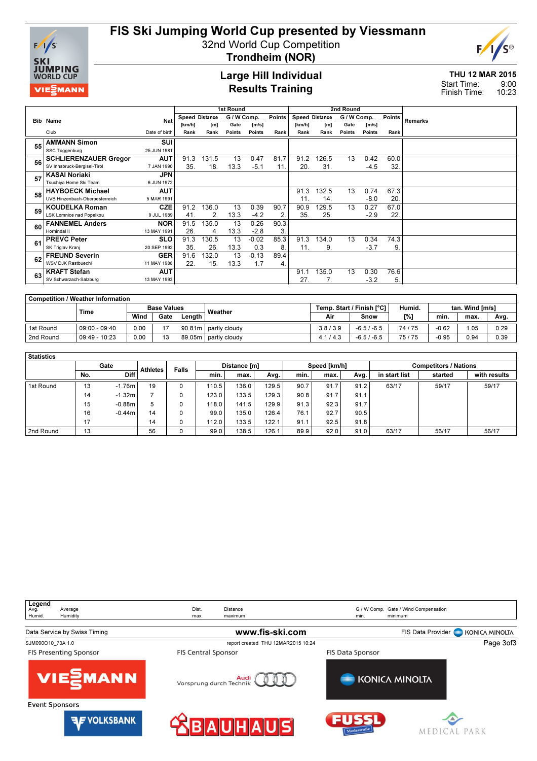# FIS Ski Jumping World Cup presented by Viessmann

32nd World Cup Competition

**Trondheim (NOR)**

## Large Hill Individual
## Results Training

THU 12 MAR 2015
Start Time: 9:00
Finish Time: 10:23

| Bib | Name / Club | Nat / Date of birth | 1st Round Speed [km/h] / Rank | Distance [m] / Rank | G / W Comp. Gate / Points | [m/s] / Points | Points / Rank | 2nd Round Speed [km/h] / Rank | Distance [m] / Rank | G / W Comp. Gate / Points | [m/s] / Points | Points / Rank | Remarks |
|---|---|---|---|---|---|---|---|---|---|---|---|---|---|
| 55 | AMMANN Simon / SSC Toggenburg | SUI / 25 JUN 1981 | | | | | | | | | | | |
| 56 | SCHLIERENZAUER Gregor / SV Innsbruck-Bergisel-Tirol | AUT / 7 JAN 1990 | 91.3 / 35. | 131.5 / 18. | 13 / 13.3 | 0.47 / -5.1 | 81.7 / 11. | 91.2 / 20. | 126.5 / 31. | 13 | 0.42 / -4.5 | 60.0 / 32. | |
| 57 | KASAI Noriaki / Tsuchiya Home Ski Team | JPN / 6 JUN 1972 | | | | | | | | | | | |
| 58 | HAYBOECK Michael / UVB Hinzenbach-Oberoesterreich | AUT / 5 MAR 1991 | | | | | | 91.3 / 11. | 132.5 / 14. | 13 | 0.74 / -8.0 | 67.3 / 20. | |
| 59 | KOUDELKA Roman / LSK Lomnice nad Popelkou | CZE / 9 JUL 1989 | 91.2 / 41. | 136.0 / 2. | 13 / 13.3 | 0.39 / -4.2 | 90.7 / 2. | 90.9 / 35. | 129.5 / 25. | 13 | 0.27 / -2.9 | 67.0 / 22. | |
| 60 | FANNEMEL Anders / Hornindal Il | NOR / 13 MAY 1991 | 91.5 / 26. | 135.0 / 4. | 13 / 13.3 | 0.26 / -2.8 | 90.3 / 3. | | | | | | |
| 61 | PREVC Peter / SK Triglav Kranj | SLO / 20 SEP 1992 | 91.3 / 35. | 130.5 / 26. | 13 / 13.3 | -0.02 / 0.3 | 85.3 / 8. | 91.3 / 11. | 134.0 / 9. | 13 | 0.34 / -3.7 | 74.3 / 9. | |
| 62 | FREUND Severin / WSV DJK Rastbuechl | GER / 11 MAY 1988 | 91.6 / 22. | 132.0 / 15. | 13 / 13.3 | -0.13 / 1.7 | 89.4 / 4. | | | | | | |
| 63 | KRAFT Stefan / SV Schwarzach-Salzburg | AUT / 13 MAY 1993 | | | | | | 91.1 / 27. | 135.0 / 7. | 13 | 0.30 / -3.2 | 76.6 / 5. | |

### Competition / Weather Information

| | Time | Base Values Wind | Gate | Length | Weather | Temp. Start / Finish [°C] Air | Snow | Humid. [%] | tan. Wind [m/s] min. | max. | Avg. |
|---|---|---|---|---|---|---|---|---|---|---|---|
| 1st Round | 09:00 - 09:40 | 0.00 | 17 | 90.81m | partly cloudy | 3.8 / 3.9 | -6.5 / -6.5 | 74 / 75 | -0.62 | 1.05 | 0.29 |
| 2nd Round | 09:49 - 10:23 | 0.00 | 13 | 89.05m | partly cloudy | 4.1 / 4.3 | -6.5 / -6.5 | 75 / 75 | -0.95 | 0.94 | 0.39 |

### Statistics

| | Gate No. | Diff | Athletes | Falls | Distance [m] min. | max. | Avg. | Speed [km/h] min. | max. | Avg. | Competitors / Nations in start list | started | with results |
|---|---|---|---|---|---|---|---|---|---|---|---|---|---|
| 1st Round | 13 | -1.76m | 19 | 0 | 110.5 | 136.0 | 129.5 | 90.7 | 91.7 | 91.2 | 63/17 | 59/17 | 59/17 |
| | 14 | -1.32m | 7 | 0 | 123.0 | 133.5 | 129.3 | 90.8 | 91.7 | 91.1 | | | |
| | 15 | -0.88m | 5 | 0 | 118.0 | 141.5 | 129.9 | 91.3 | 92.3 | 91.7 | | | |
| | 16 | -0.44m | 14 | 0 | 99.0 | 135.0 | 126.4 | 76.1 | 92.7 | 90.5 | | | |
| | 17 | | 14 | 0 | 112.0 | 133.5 | 122.1 | 91.1 | 92.5 | 91.8 | | | |
| 2nd Round | 13 | | 56 | 0 | 99.0 | 138.5 | 126.1 | 89.9 | 92.0 | 91.0 | 63/17 | 56/17 | 56/17 |

**Legend**
Avg. Average; Humid. Humidity; Dist. Distance; max. maximum; G / W Comp. Gate / Wind Compensation; min. minimum

Data Service by Swiss Timing — www.fis-ski.com — FIS Data Provider KONICA MINOLTA

SJM090O10_73A 1.0 — report created THU 12MAR2015 10:24

FIS Presenting Sponsor: VIESSMANN — FIS Central Sponsor: Audi Vorsprung durch Technik — FIS Data Sponsor: KONICA MINOLTA

Event Sponsors: VOLKSBANK, BAUHAUS, FUSSL Modestraße, MEDICAL PARK